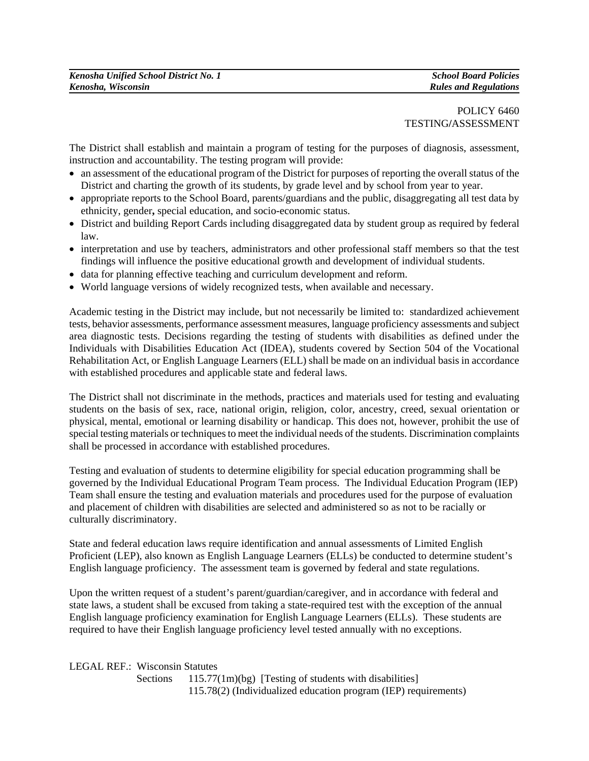POLICY 6460
TESTING/ASSESSMENT

The District shall establish and maintain a program of testing for the purposes of diagnosis, assessment, instruction and accountability. The testing program will provide:

- an assessment of the educational program of the District for purposes of reporting the overall status of the District and charting the growth of its students, by grade level and by school from year to year.
- appropriate reports to the School Board, parents/guardians and the public, disaggregating all test data by ethnicity, gender**,** special education, and socio-economic status.
- District and building Report Cards including disaggregated data by student group as required by federal law.
- interpretation and use by teachers, administrators and other professional staff members so that the test findings will influence the positive educational growth and development of individual students.
- data for planning effective teaching and curriculum development and reform.
- World language versions of widely recognized tests, when available and necessary.

Academic testing in the District may include, but not necessarily be limited to: standardized achievement tests, behavior assessments, performance assessment measures, language proficiency assessments and subject area diagnostic tests. Decisions regarding the testing of students with disabilities as defined under the Individuals with Disabilities Education Act (IDEA), students covered by Section 504 of the Vocational Rehabilitation Act, or English Language Learners (ELL) shall be made on an individual basis in accordance with established procedures and applicable state and federal laws.

The District shall not discriminate in the methods, practices and materials used for testing and evaluating students on the basis of sex, race, national origin, religion, color, ancestry, creed, sexual orientation or physical, mental, emotional or learning disability or handicap. This does not, however, prohibit the use of special testing materials or techniques to meet the individual needs of the students. Discrimination complaints shall be processed in accordance with established procedures.

Testing and evaluation of students to determine eligibility for special education programming shall be governed by the Individual Educational Program Team process. The Individual Education Program (IEP) Team shall ensure the testing and evaluation materials and procedures used for the purpose of evaluation and placement of children with disabilities are selected and administered so as not to be racially or culturally discriminatory.

State and federal education laws require identification and annual assessments of Limited English Proficient (LEP), also known as English Language Learners (ELLs) be conducted to determine student's English language proficiency. The assessment team is governed by federal and state regulations.

Upon the written request of a student's parent/guardian/caregiver, and in accordance with federal and state laws, a student shall be excused from taking a state-required test with the exception of the annual English language proficiency examination for English Language Learners (ELLs). These students are required to have their English language proficiency level tested annually with no exceptions.

LEGAL REF.: Wisconsin Statutes
Sections 115.77(1m)(bg) [Testing of students with disabilities]
115.78(2) (Individualized education program (IEP) requirements)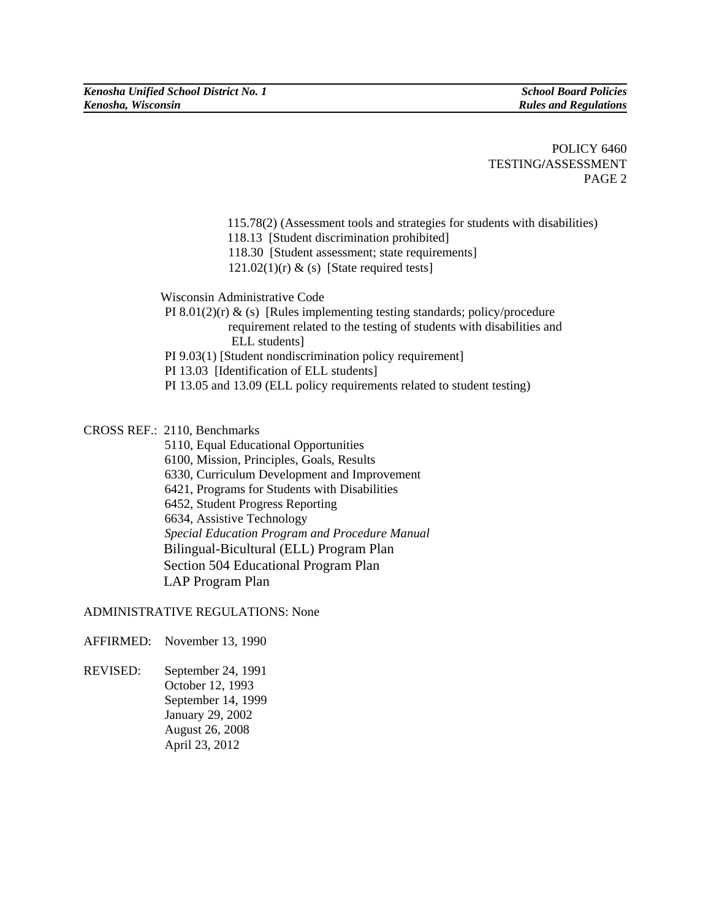115.78(2) (Assessment tools and strategies for students with disabilities)
118.13 [Student discrimination prohibited]
118.30 [Student assessment; state requirements]
121.02(1)(r) & (s) [State required tests]

Wisconsin Administrative Code
PI 8.01(2)(r) & (s) [Rules implementing testing standards; policy/procedure requirement related to the testing of students with disabilities and ELL students]
PI 9.03(1) [Student nondiscrimination policy requirement]
PI 13.03 [Identification of ELL students]
PI 13.05 and 13.09 (ELL policy requirements related to student testing)

CROSS REF.: 2110, Benchmarks
5110, Equal Educational Opportunities
6100, Mission, Principles, Goals, Results
6330, Curriculum Development and Improvement
6421, Programs for Students with Disabilities
6452, Student Progress Reporting
6634, Assistive Technology
*Special Education Program and Procedure Manual*
Bilingual-Bicultural (ELL) Program Plan
Section 504 Educational Program Plan
LAP Program Plan

ADMINISTRATIVE REGULATIONS: None

AFFIRMED: November 13, 1990

REVISED: September 24, 1991
October 12, 1993
September 14, 1999
January 29, 2002
August 26, 2008
April 23, 2012